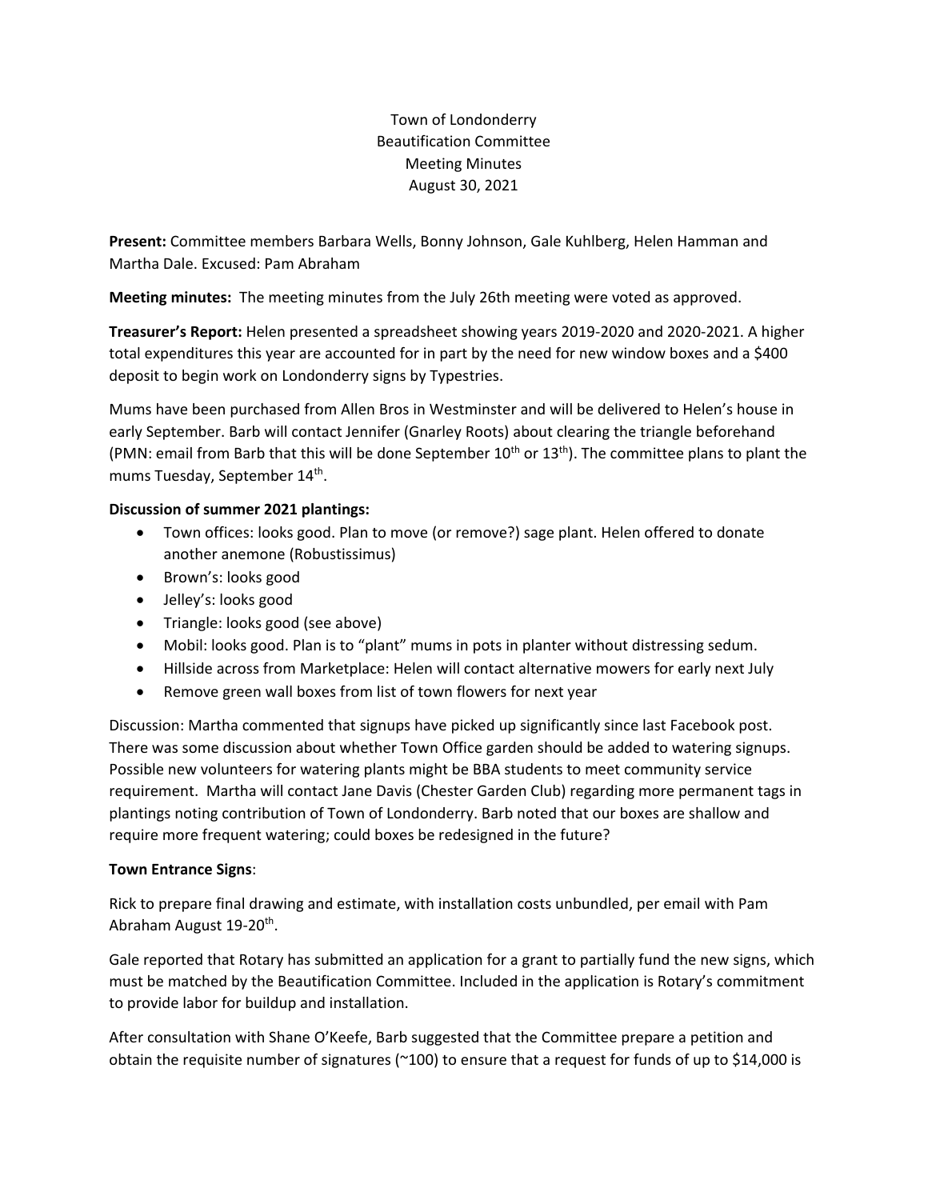Town of Londonderry
Beautification Committee
Meeting Minutes
August 30, 2021

**Present:** Committee members Barbara Wells, Bonny Johnson, Gale Kuhlberg, Helen Hamman and Martha Dale. Excused: Pam Abraham

**Meeting minutes:** The meeting minutes from the July 26th meeting were voted as approved.

**Treasurer's Report:** Helen presented a spreadsheet showing years 2019-2020 and 2020-2021. A higher total expenditures this year are accounted for in part by the need for new window boxes and a $400 deposit to begin work on Londonderry signs by Typestries.

Mums have been purchased from Allen Bros in Westminster and will be delivered to Helen's house in early September. Barb will contact Jennifer (Gnarley Roots) about clearing the triangle beforehand (PMN: email from Barb that this will be done September 10th or 13th). The committee plans to plant the mums Tuesday, September 14th.

**Discussion of summer 2021 plantings:**

- Town offices: looks good. Plan to move (or remove?) sage plant. Helen offered to donate another anemone (Robustissimus)
- Brown's: looks good
- Jelley's: looks good
- Triangle: looks good (see above)
- Mobil: looks good. Plan is to "plant" mums in pots in planter without distressing sedum.
- Hillside across from Marketplace: Helen will contact alternative mowers for early next July
- Remove green wall boxes from list of town flowers for next year

Discussion: Martha commented that signups have picked up significantly since last Facebook post. There was some discussion about whether Town Office garden should be added to watering signups. Possible new volunteers for watering plants might be BBA students to meet community service requirement. Martha will contact Jane Davis (Chester Garden Club) regarding more permanent tags in plantings noting contribution of Town of Londonderry. Barb noted that our boxes are shallow and require more frequent watering; could boxes be redesigned in the future?

**Town Entrance Signs**:

Rick to prepare final drawing and estimate, with installation costs unbundled, per email with Pam Abraham August 19-20th.

Gale reported that Rotary has submitted an application for a grant to partially fund the new signs, which must be matched by the Beautification Committee. Included in the application is Rotary's commitment to provide labor for buildup and installation.

After consultation with Shane O'Keefe, Barb suggested that the Committee prepare a petition and obtain the requisite number of signatures (~100) to ensure that a request for funds of up to $14,000 is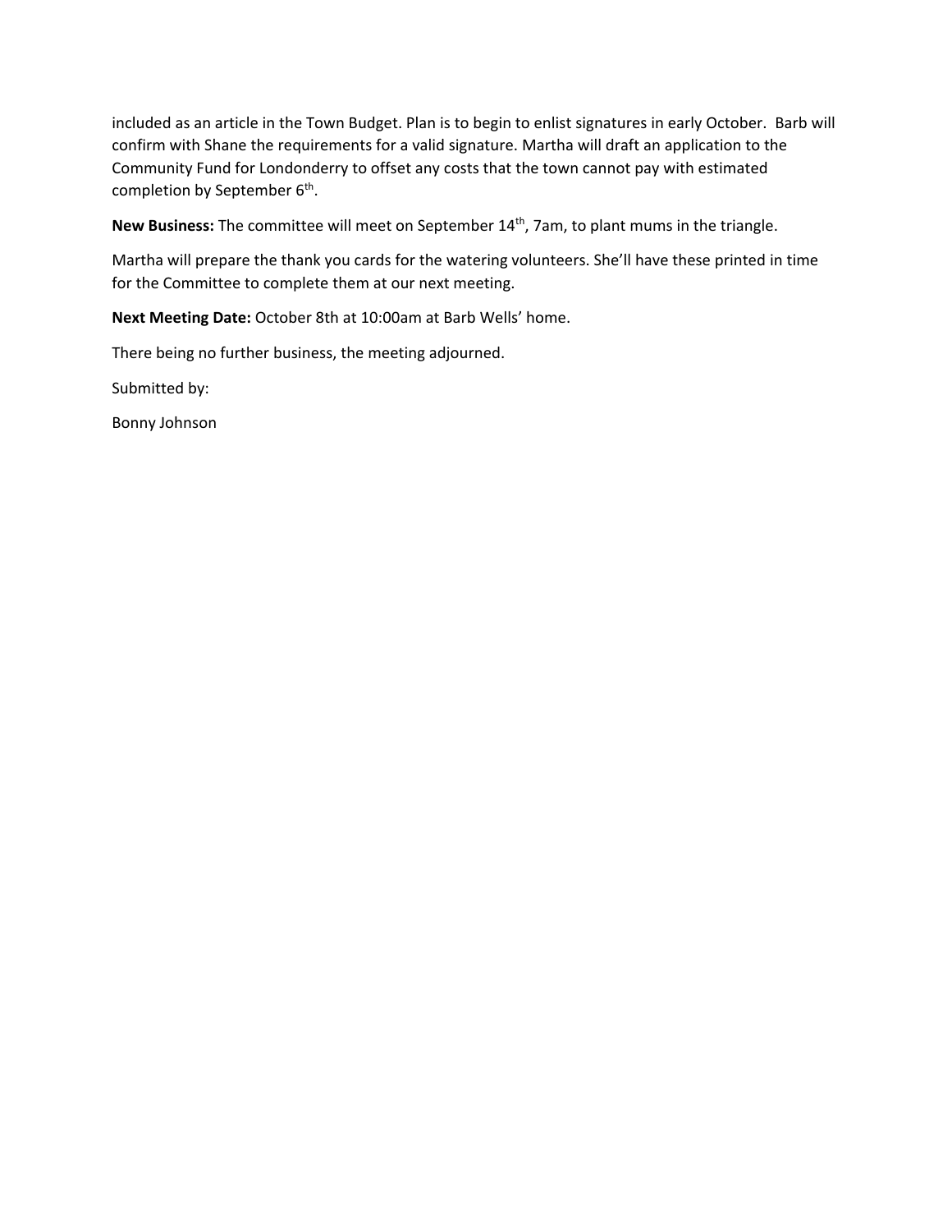included as an article in the Town Budget. Plan is to begin to enlist signatures in early October. Barb will confirm with Shane the requirements for a valid signature. Martha will draft an application to the Community Fund for Londonderry to offset any costs that the town cannot pay with estimated completion by September 6th.

**New Business:** The committee will meet on September 14th, 7am, to plant mums in the triangle.

Martha will prepare the thank you cards for the watering volunteers. She'll have these printed in time for the Committee to complete them at our next meeting.

**Next Meeting Date:** October 8th at 10:00am at Barb Wells' home.

There being no further business, the meeting adjourned.

Submitted by:

Bonny Johnson